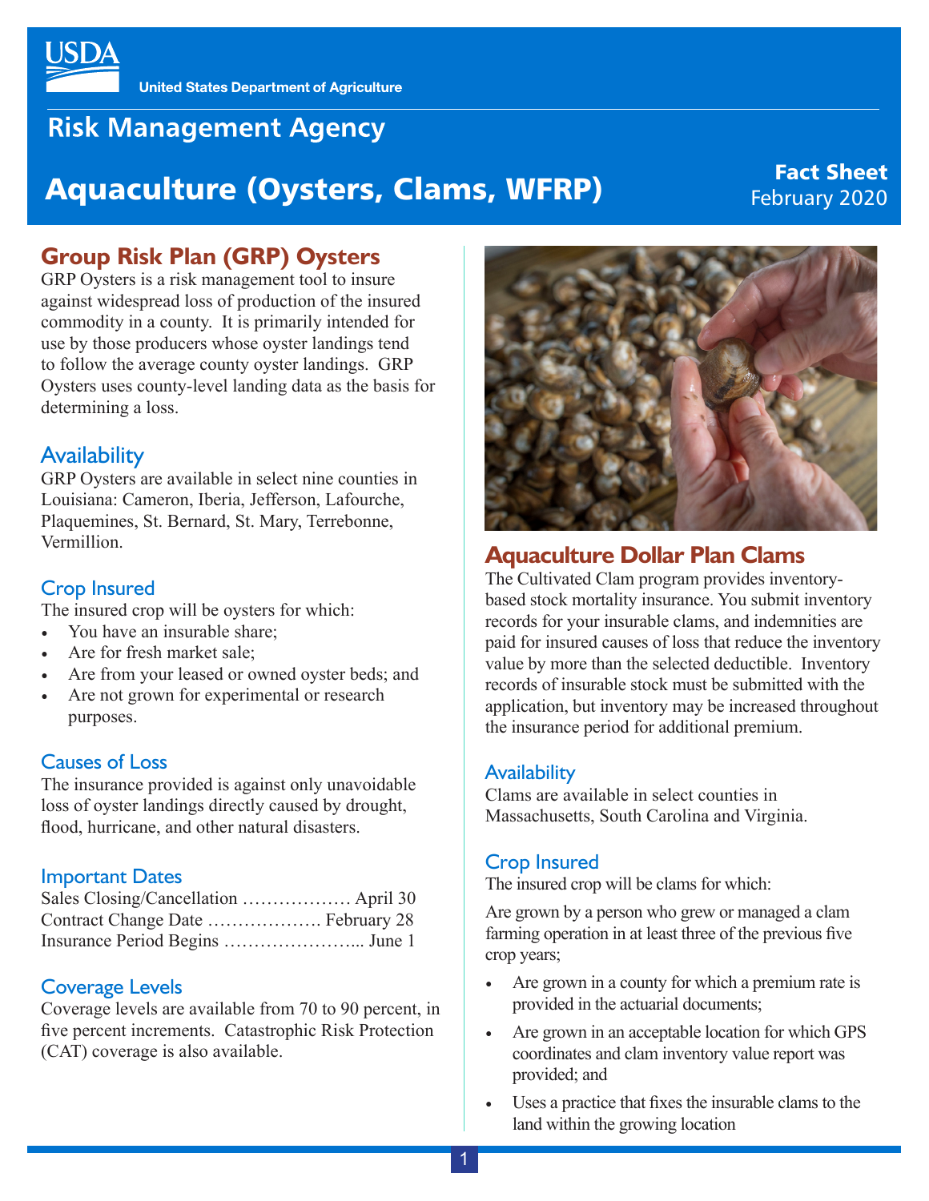United States Department of Agriculture

Risk Management Agency

# Aquaculture (Oysters, Clams, WFRP)

**Fact Sheet**
February 2020

## Group Risk Plan (GRP) Oysters

GRP Oysters is a risk management tool to insure against widespread loss of production of the insured commodity in a county. It is primarily intended for use by those producers whose oyster landings tend to follow the average county oyster landings. GRP Oysters uses county-level landing data as the basis for determining a loss.

### Availability

GRP Oysters are available in select nine counties in Louisiana: Cameron, Iberia, Jefferson, Lafourche, Plaquemines, St. Bernard, St. Mary, Terrebonne, Vermillion.

### Crop Insured

The insured crop will be oysters for which:

- You have an insurable share;
- Are for fresh market sale;
- Are from your leased or owned oyster beds; and
- Are not grown for experimental or research purposes.

### Causes of Loss

The insurance provided is against only unavoidable loss of oyster landings directly caused by drought, flood, hurricane, and other natural disasters.

### Important Dates

Sales Closing/Cancellation ……………… April 30
Contract Change Date ………………. February 28
Insurance Period Begins …………………... June 1

### Coverage Levels

Coverage levels are available from 70 to 90 percent, in five percent increments. Catastrophic Risk Protection (CAT) coverage is also available.

## Aquaculture Dollar Plan Clams

The Cultivated Clam program provides inventory-based stock mortality insurance. You submit inventory records for your insurable clams, and indemnities are paid for insured causes of loss that reduce the inventory value by more than the selected deductible. Inventory records of insurable stock must be submitted with the application, but inventory may be increased throughout the insurance period for additional premium.

### Availability

Clams are available in select counties in Massachusetts, South Carolina and Virginia.

### Crop Insured

The insured crop will be clams for which:

Are grown by a person who grew or managed a clam farming operation in at least three of the previous five crop years;

- Are grown in a county for which a premium rate is provided in the actuarial documents;
- Are grown in an acceptable location for which GPS coordinates and clam inventory value report was provided; and
- Uses a practice that fixes the insurable clams to the land within the growing location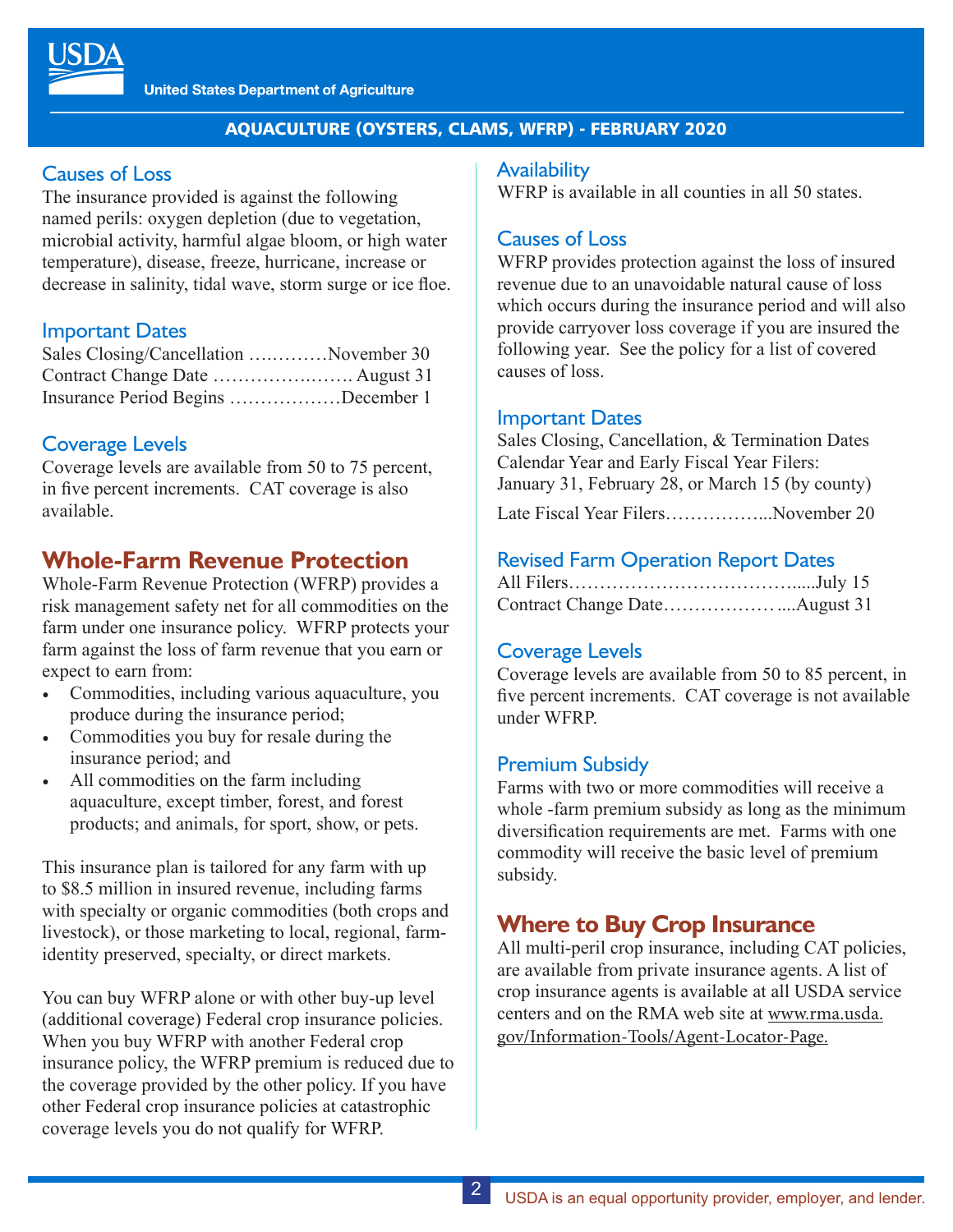AQUACULTURE (OYSTERS, CLAMS, WFRP) - FEBRUARY 2020

### Causes of Loss

The insurance provided is against the following named perils: oxygen depletion (due to vegetation, microbial activity, harmful algae bloom, or high water temperature), disease, freeze, hurricane, increase or decrease in salinity, tidal wave, storm surge or ice floe.

### Important Dates

Sales Closing/Cancellation ……….November 30
Contract Change Date …………………. August 31
Insurance Period Begins ………………December 1

### Coverage Levels

Coverage levels are available from 50 to 75 percent, in five percent increments. CAT coverage is also available.

## Whole-Farm Revenue Protection

Whole-Farm Revenue Protection (WFRP) provides a risk management safety net for all commodities on the farm under one insurance policy. WFRP protects your farm against the loss of farm revenue that you earn or expect to earn from:

- Commodities, including various aquaculture, you produce during the insurance period;
- Commodities you buy for resale during the insurance period; and
- All commodities on the farm including aquaculture, except timber, forest, and forest products; and animals, for sport, show, or pets.

This insurance plan is tailored for any farm with up to $8.5 million in insured revenue, including farms with specialty or organic commodities (both crops and livestock), or those marketing to local, regional, farm-identity preserved, specialty, or direct markets.

You can buy WFRP alone or with other buy-up level (additional coverage) Federal crop insurance policies. When you buy WFRP with another Federal crop insurance policy, the WFRP premium is reduced due to the coverage provided by the other policy. If you have other Federal crop insurance policies at catastrophic coverage levels you do not qualify for WFRP.

### Availability

WFRP is available in all counties in all 50 states.

### Causes of Loss

WFRP provides protection against the loss of insured revenue due to an unavoidable natural cause of loss which occurs during the insurance period and will also provide carryover loss coverage if you are insured the following year. See the policy for a list of covered causes of loss.

### Important Dates

Sales Closing, Cancellation, & Termination Dates
Calendar Year and Early Fiscal Year Filers:
January 31, February 28, or March 15 (by county)

Late Fiscal Year Filers……………...November 20

### Revised Farm Operation Report Dates

All Filers………………………………....July 15
Contract Change Date……………….....August 31

### Coverage Levels

Coverage levels are available from 50 to 85 percent, in five percent increments. CAT coverage is not available under WFRP.

### Premium Subsidy

Farms with two or more commodities will receive a whole -farm premium subsidy as long as the minimum diversification requirements are met. Farms with one commodity will receive the basic level of premium subsidy.

## Where to Buy Crop Insurance

All multi-peril crop insurance, including CAT policies, are available from private insurance agents. A list of crop insurance agents is available at all USDA service centers and on the RMA web site at www.rma.usda.gov/Information-Tools/Agent-Locator-Page.

USDA is an equal opportunity provider, employer, and lender.